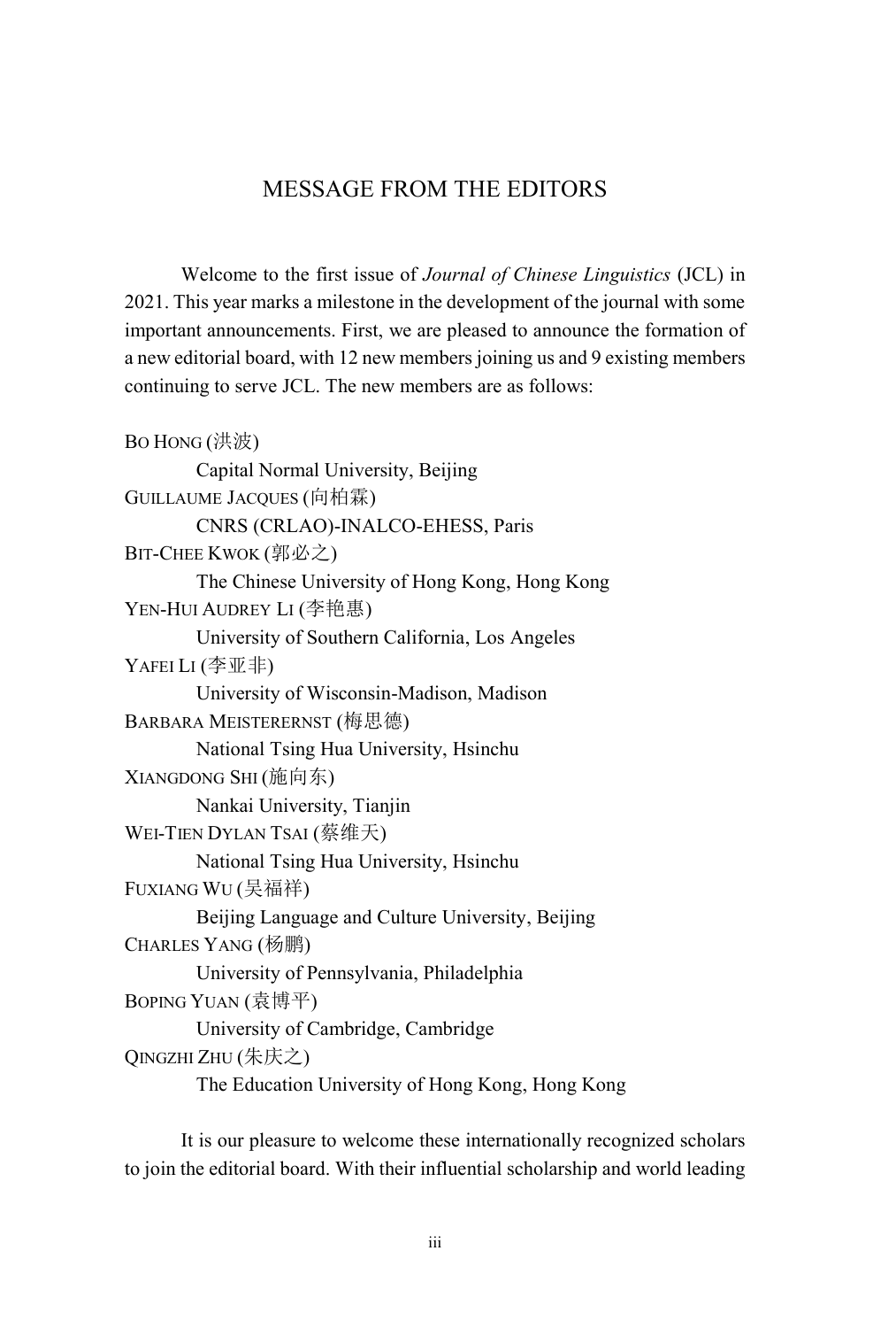# MESSAGE FROM THE EDITORS

Welcome to the first issue of *Journal of Chinese Linguistics* (JCL) in 2021. This year marks a milestone in the development of the journal with some important announcements. First, we are pleased to announce the formation of a new editorial board, with 12 new members joining us and 9 existing members continuing to serve JCL. The new members are as follows:

BO HONG (洪波)
Capital Normal University, Beijing

GUILLAUME JACQUES (向柏霖)
CNRS (CRLAO)-INALCO-EHESS, Paris

BIT-CHEE KWOK (郭必之)
The Chinese University of Hong Kong, Hong Kong

YEN-HUI AUDREY LI (李艳惠)
University of Southern California, Los Angeles

YAFEI LI (李亚非)
University of Wisconsin-Madison, Madison

BARBARA MEISTERERNST (梅思德)
National Tsing Hua University, Hsinchu

XIANGDONG SHI (施向东)
Nankai University, Tianjin

WEI-TIEN DYLAN TSAI (蔡维天)
National Tsing Hua University, Hsinchu

FUXIANG WU (吴福祥)
Beijing Language and Culture University, Beijing

CHARLES YANG (杨鹏)
University of Pennsylvania, Philadelphia

BOPING YUAN (袁博平)
University of Cambridge, Cambridge

QINGZHI ZHU (朱庆之)
The Education University of Hong Kong, Hong Kong

It is our pleasure to welcome these internationally recognized scholars to join the editorial board. With their influential scholarship and world leading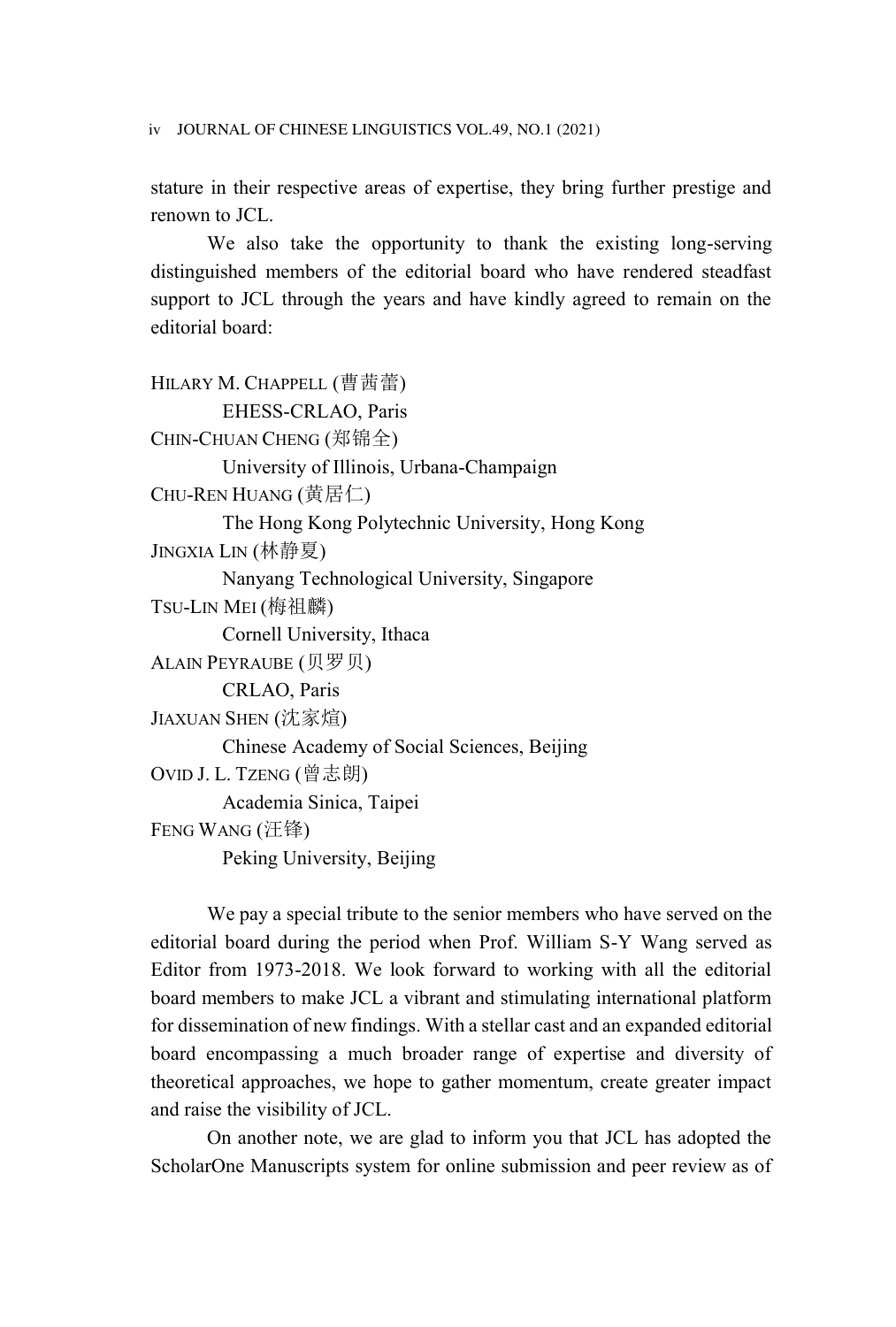stature in their respective areas of expertise, they bring further prestige and renown to JCL.

We also take the opportunity to thank the existing long-serving distinguished members of the editorial board who have rendered steadfast support to JCL through the years and have kindly agreed to remain on the editorial board:

HILARY M. CHAPPELL (曹茜蕾)
EHESS-CRLAO, Paris

CHIN-CHUAN CHENG (郑锦全)
University of Illinois, Urbana-Champaign

CHU-REN HUANG (黄居仁)
The Hong Kong Polytechnic University, Hong Kong

JINGXIA LIN (林静夏)
Nanyang Technological University, Singapore

TSU-LIN MEI (梅祖麟)
Cornell University, Ithaca

ALAIN PEYRAUBE (贝罗贝)
CRLAO, Paris

JIAXUAN SHEN (沈家煊)
Chinese Academy of Social Sciences, Beijing

OVID J. L. TZENG (曾志朗)
Academia Sinica, Taipei

FENG WANG (汪锋)
Peking University, Beijing

We pay a special tribute to the senior members who have served on the editorial board during the period when Prof. William S-Y Wang served as Editor from 1973-2018. We look forward to working with all the editorial board members to make JCL a vibrant and stimulating international platform for dissemination of new findings. With a stellar cast and an expanded editorial board encompassing a much broader range of expertise and diversity of theoretical approaches, we hope to gather momentum, create greater impact and raise the visibility of JCL.

On another note, we are glad to inform you that JCL has adopted the ScholarOne Manuscripts system for online submission and peer review as of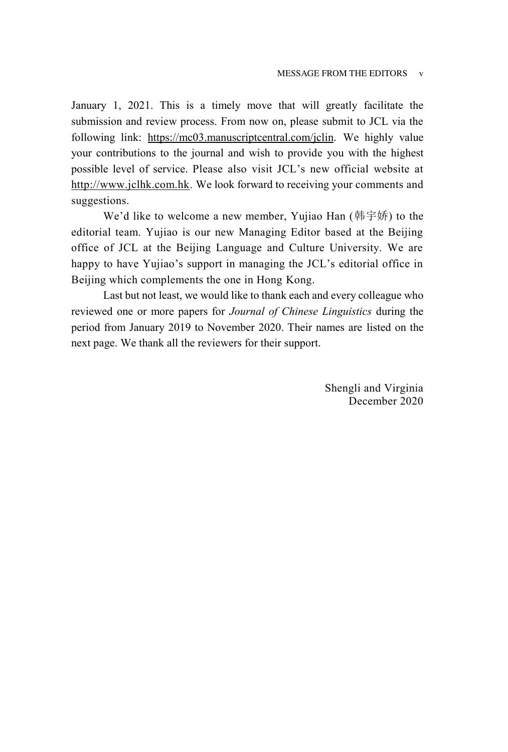January 1, 2021. This is a timely move that will greatly facilitate the submission and review process. From now on, please submit to JCL via the following link: https://mc03.manuscriptcentral.com/jclin. We highly value your contributions to the journal and wish to provide you with the highest possible level of service. Please also visit JCL's new official website at http://www.jclhk.com.hk. We look forward to receiving your comments and suggestions.

We'd like to welcome a new member, Yujiao Han (韩宇娇) to the editorial team. Yujiao is our new Managing Editor based at the Beijing office of JCL at the Beijing Language and Culture University. We are happy to have Yujiao's support in managing the JCL's editorial office in Beijing which complements the one in Hong Kong.

Last but not least, we would like to thank each and every colleague who reviewed one or more papers for *Journal of Chinese Linguistics* during the period from January 2019 to November 2020. Their names are listed on the next page. We thank all the reviewers for their support.

Shengli and Virginia
December 2020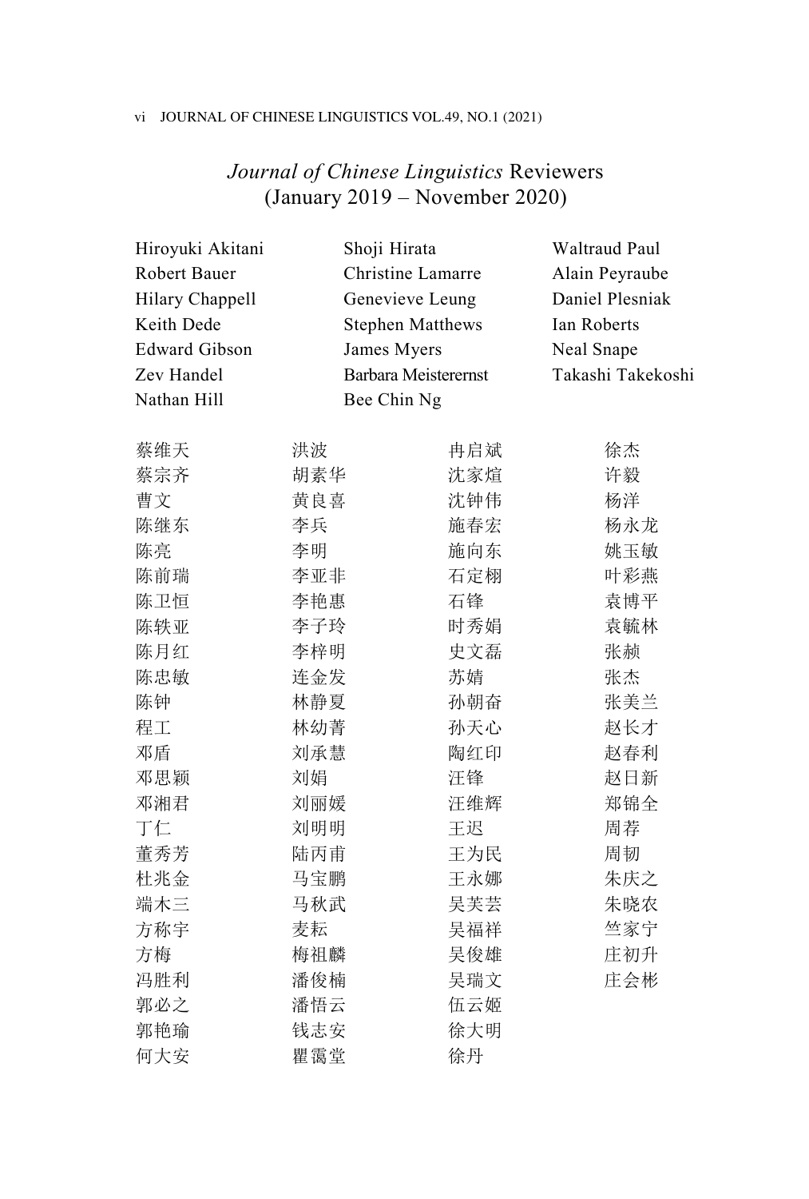# *Journal of Chinese Linguistics* Reviewers (January 2019 – November 2020)

| | | |
|---|---|---|
| Hiroyuki Akitani | Shoji Hirata | Waltraud Paul |
| Robert Bauer | Christine Lamarre | Alain Peyraube |
| Hilary Chappell | Genevieve Leung | Daniel Plesniak |
| Keith Dede | Stephen Matthews | Ian Roberts |
| Edward Gibson | James Myers | Neal Snape |
| Zev Handel | Barbara Meisterernst | Takashi Takekoshi |
| Nathan Hill | Bee Chin Ng | |

| | | | |
|---|---|---|---|
| 蔡维天 | 洪波 | 冉启斌 | 徐杰 |
| 蔡宗齐 | 胡素华 | 沈家煊 | 许毅 |
| 曹文 | 黄良喜 | 沈钟伟 | 杨洋 |
| 陈继东 | 李兵 | 施春宏 | 杨永龙 |
| 陈亮 | 李明 | 施向东 | 姚玉敏 |
| 陈前瑞 | 李亚非 | 石定栩 | 叶彩燕 |
| 陈卫恒 | 李艳惠 | 石锋 | 袁博平 |
| 陈轶亚 | 李子玲 | 时秀娟 | 袁毓林 |
| 陈月红 | 李梓明 | 史文磊 | 张赪 |
| 陈忠敏 | 连金发 | 苏婧 | 张杰 |
| 陈钟 | 林静夏 | 孙朝奋 | 张美兰 |
| 程工 | 林幼菁 | 孙天心 | 赵长才 |
| 邓盾 | 刘承慧 | 陶红印 | 赵春利 |
| 邓思颖 | 刘娟 | 汪锋 | 赵日新 |
| 邓湘君 | 刘丽媛 | 汪维辉 | 郑锦全 |
| 丁仁 | 刘明明 | 王迟 | 周荐 |
| 董秀芳 | 陆丙甫 | 王为民 | 周韧 |
| 杜兆金 | 马宝鹏 | 王永娜 | 朱庆之 |
| 端木三 | 马秋武 | 吴芙芸 | 朱晓农 |
| 方称宇 | 麦耘 | 吴福祥 | 竺家宁 |
| 方梅 | 梅祖麟 | 吴俊雄 | 庄初升 |
| 冯胜利 | 潘俊楠 | 吴瑞文 | 庄会彬 |
| 郭必之 | 潘悟云 | 伍云姬 | |
| 郭艳瑜 | 钱志安 | 徐大明 | |
| 何大安 | 瞿靄堂 | 徐丹 | |